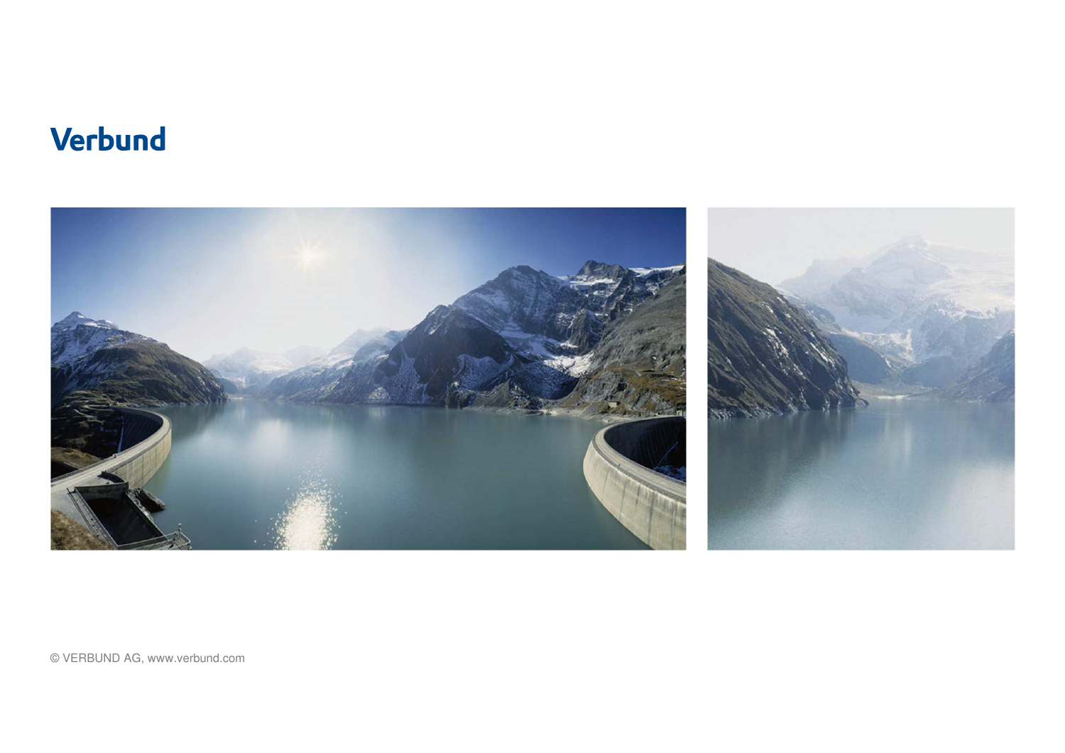# Verbund

© VERBUND AG, www.verbund.com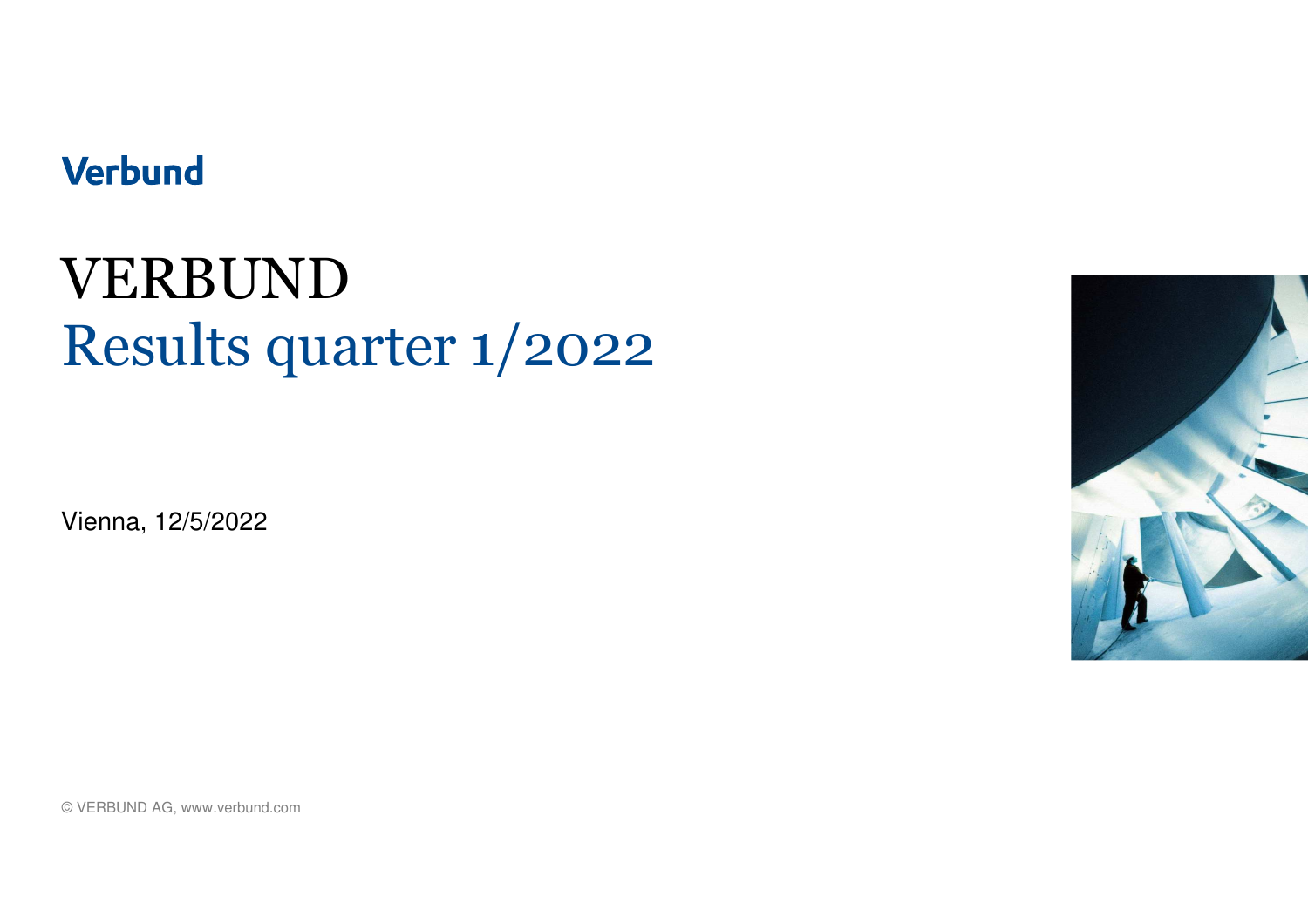Verbund

# VERBUND

## Results quarter 1/2022

Vienna, 12/5/2022

© VERBUND AG, www.verbund.com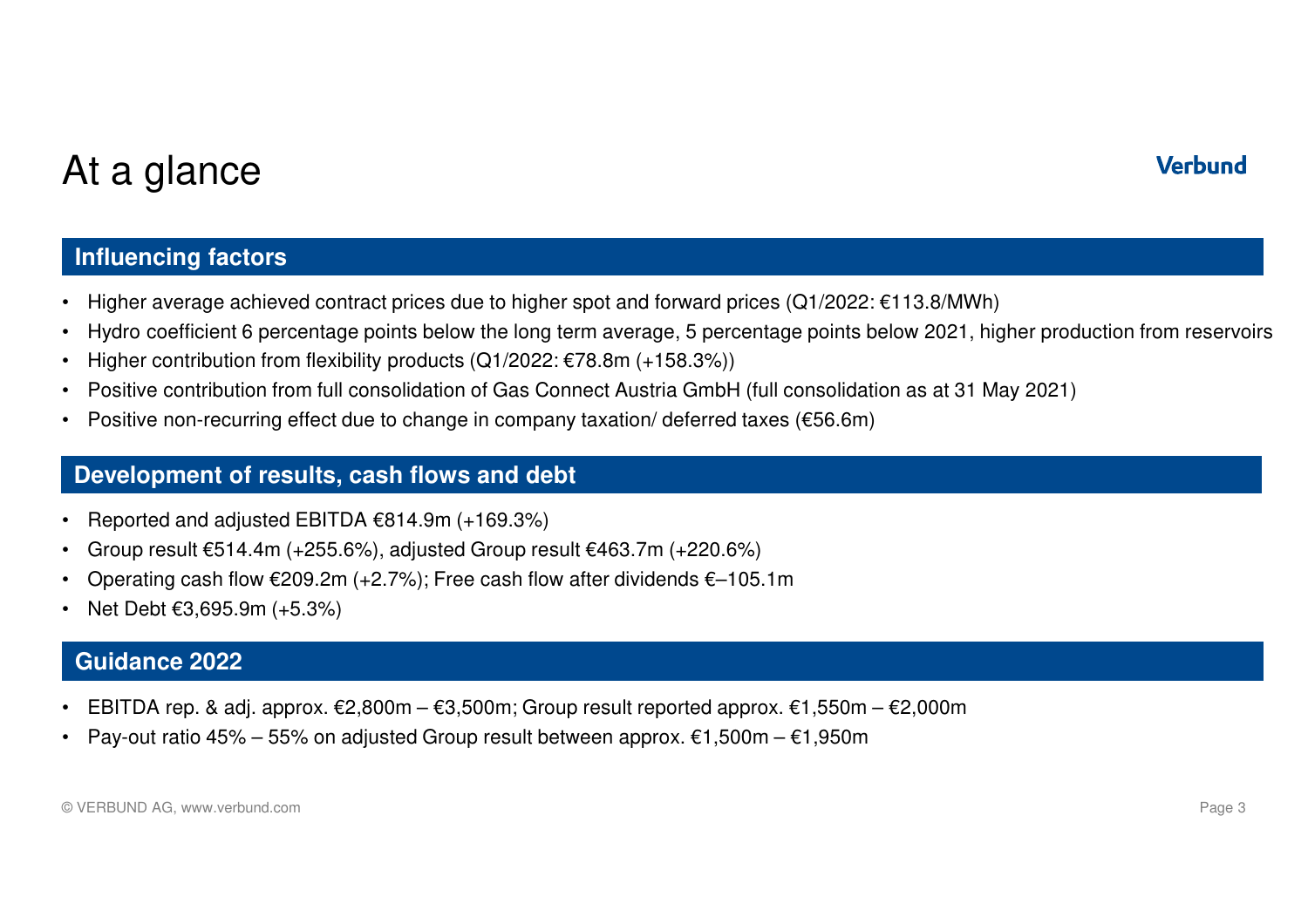# At a glance

## Influencing factors

- Higher average achieved contract prices due to higher spot and forward prices (Q1/2022: €113.8/MWh)
- Hydro coefficient 6 percentage points below the long term average, 5 percentage points below 2021, higher production from reservoirs
- Higher contribution from flexibility products (Q1/2022: €78.8m (+158.3%))
- Positive contribution from full consolidation of Gas Connect Austria GmbH (full consolidation as at 31 May 2021)
- Positive non-recurring effect due to change in company taxation/ deferred taxes (€56.6m)

## Development of results, cash flows and debt

- Reported and adjusted EBITDA €814.9m (+169.3%)
- Group result €514.4m (+255.6%), adjusted Group result €463.7m (+220.6%)
- Operating cash flow €209.2m (+2.7%); Free cash flow after dividends €–105.1m
- Net Debt €3,695.9m (+5.3%)

## Guidance 2022

- EBITDA rep. & adj. approx. €2,800m – €3,500m; Group result reported approx. €1,550m – €2,000m
- Pay-out ratio 45% – 55% on adjusted Group result between approx. €1,500m – €1,950m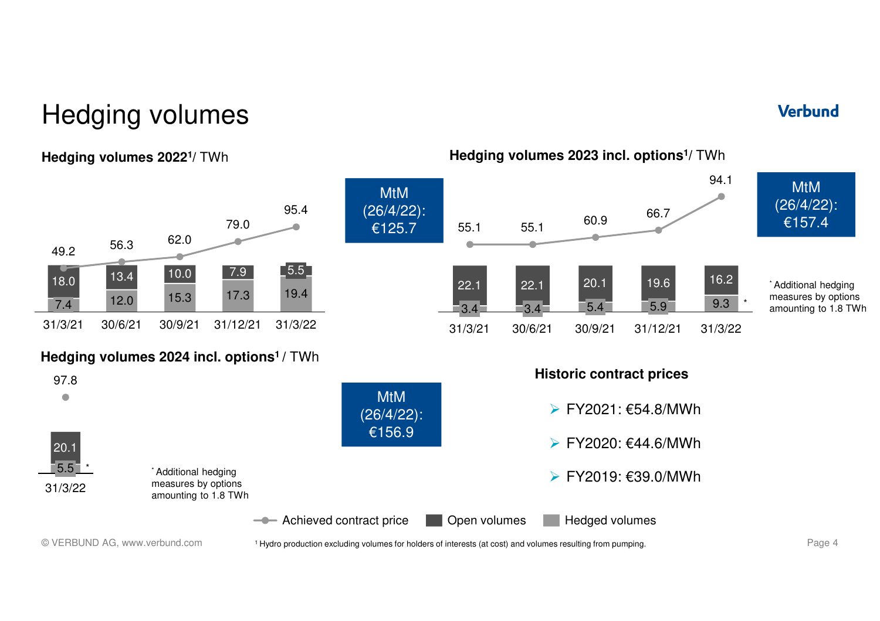# Hedging volumes

## Hedging volumes 2022[1] / TWh

| | 31/3/21 | 30/6/21 | 30/9/21 | 31/12/21 | 31/3/22 |
|---|---|---|---|---|---|
| Achieved contract price | 49.2 | 56.3 | 62.0 | 79.0 | 95.4 |
| Open volumes | 18.0 | 13.4 | 10.0 | 7.9 | 5.5 |
| Hedged volumes | 7.4 | 12.0 | 15.3 | 17.3 | 19.4 |

MtM (26/4/22): €125.7

## Hedging volumes 2023 incl. options[1] / TWh

| | 31/3/21 | 30/6/21 | 30/9/21 | 31/12/21 | 31/3/22 |
|---|---|---|---|---|---|
| Achieved contract price | 55.1 | 55.1 | 60.9 | 66.7 | 94.1 |
| Open volumes | 22.1 | 22.1 | 20.1 | 19.6 | 16.2 |
| Hedged volumes | 3.4 | 3.4 | 5.4 | 5.9 | 9.3* |

MtM (26/4/22): €157.4

\* Additional hedging measures by options amounting to 1.8 TWh

## Hedging volumes 2024 incl. options[1] / TWh

| | 31/3/22 |
|---|---|
| Achieved contract price | 97.8 |
| Open volumes | 20.1 |
| Hedged volumes | 5.5* |

\* Additional hedging measures by options amounting to 1.8 TWh

MtM (26/4/22): €156.9

## Historic contract prices

- FY2021: €54.8/MWh
- FY2020: €44.6/MWh
- FY2019: €39.0/MWh

Legend: Achieved contract price | Open volumes | Hedged volumes

[1] Hydro production excluding volumes for holders of interests (at cost) and volumes resulting from pumping.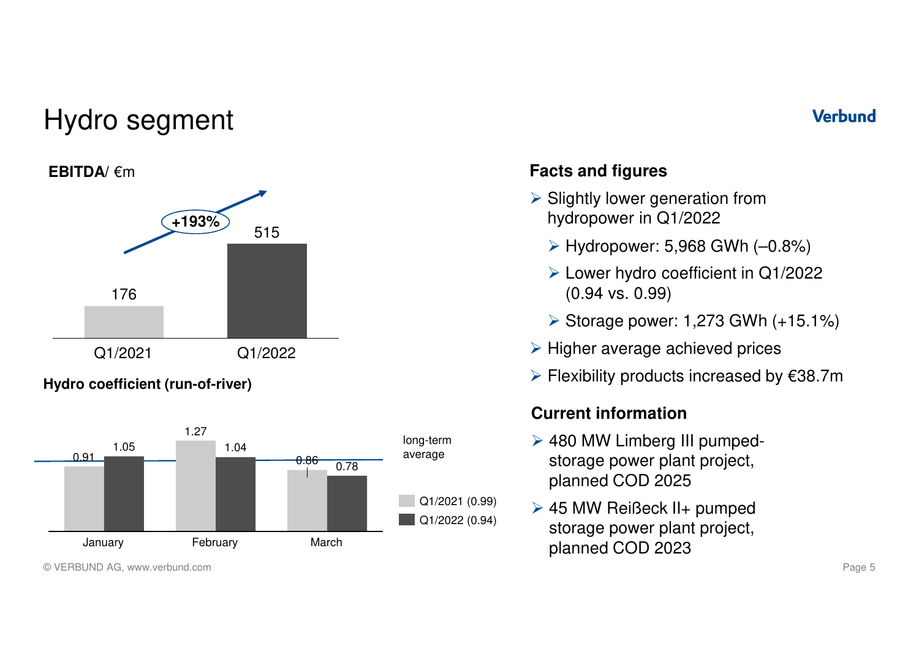# Hydro segment

**EBITDA**/ €m

| | Q1/2021 | Q1/2022 |
|---|---|---|
| EBITDA | 176 | 515 |

+193%

**Hydro coefficient (run-of-river)**

| | January | February | March |
|---|---|---|---|
| Q1/2021 (0.99) | 0.91 | 1.27 | 0.86 |
| Q1/2022 (0.94) | 1.05 | 1.04 | 0.78 |

long-term average

## Facts and figures

- Slightly lower generation from hydropower in Q1/2022
  - Hydropower: 5,968 GWh (–0.8%)
  - Lower hydro coefficient in Q1/2022 (0.94 vs. 0.99)
  - Storage power: 1,273 GWh (+15.1%)
- Higher average achieved prices
- Flexibility products increased by €38.7m

## Current information

- 480 MW Limberg III pumped-storage power plant project, planned COD 2025
- 45 MW Reißeck II+ pumped storage power plant project, planned COD 2023

© VERBUND AG, www.verbund.com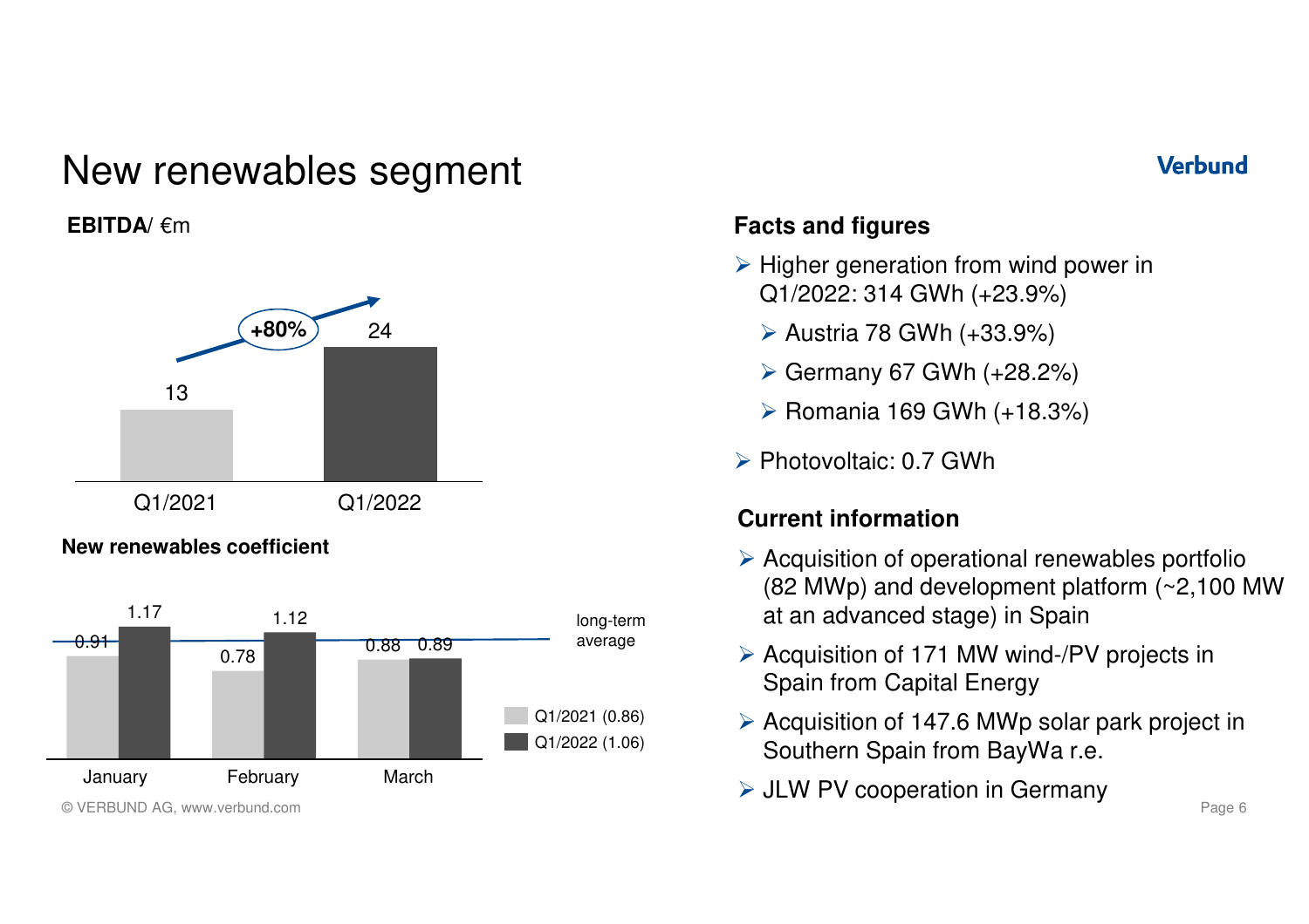# New renewables segment

**EBITDA**/ €m

| | Q1/2021 | Q1/2022 |
|---|---|---|
| EBITDA | 13 | 24 |

+80%

**New renewables coefficient**

| | January | February | March |
|---|---|---|---|
| Q1/2021 (0.86) | 0.91 | 0.78 | 0.88 |
| Q1/2022 (1.06) | 1.17 | 1.12 | 0.89 |

long-term average

## Facts and figures

- Higher generation from wind power in Q1/2022: 314 GWh (+23.9%)
  - Austria 78 GWh (+33.9%)
  - Germany 67 GWh (+28.2%)
  - Romania 169 GWh (+18.3%)
- Photovoltaic: 0.7 GWh

## Current information

- Acquisition of operational renewables portfolio (82 MWp) and development platform (~2,100 MW at an advanced stage) in Spain
- Acquisition of 171 MW wind-/PV projects in Spain from Capital Energy
- Acquisition of 147.6 MWp solar park project in Southern Spain from BayWa r.e.
- JLW PV cooperation in Germany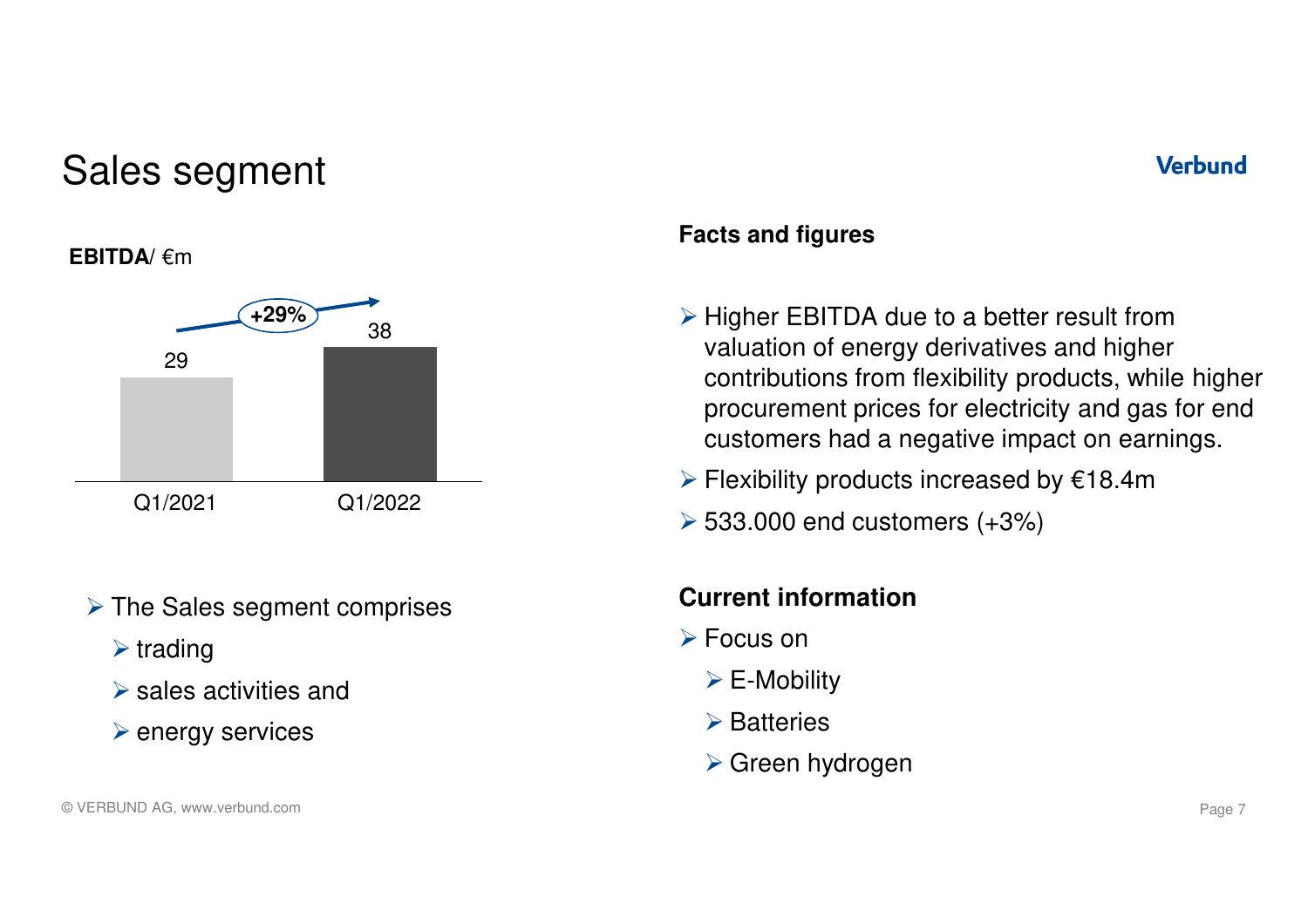# Sales segment

Verbund

**EBITDA**/ €m

| | Q1/2021 | Q1/2022 |
|---|---|---|
| EBITDA | 29 | 38 |

+29%

- The Sales segment comprises
  - trading
  - sales activities and
  - energy services

**Facts and figures**

- Higher EBITDA due to a better result from valuation of energy derivatives and higher contributions from flexibility products, while higher procurement prices for electricity and gas for end customers had a negative impact on earnings.
- Flexibility products increased by €18.4m
- 533.000 end customers (+3%)

**Current information**

- Focus on
  - E-Mobility
  - Batteries
  - Green hydrogen

© VERBUND AG, www.verbund.com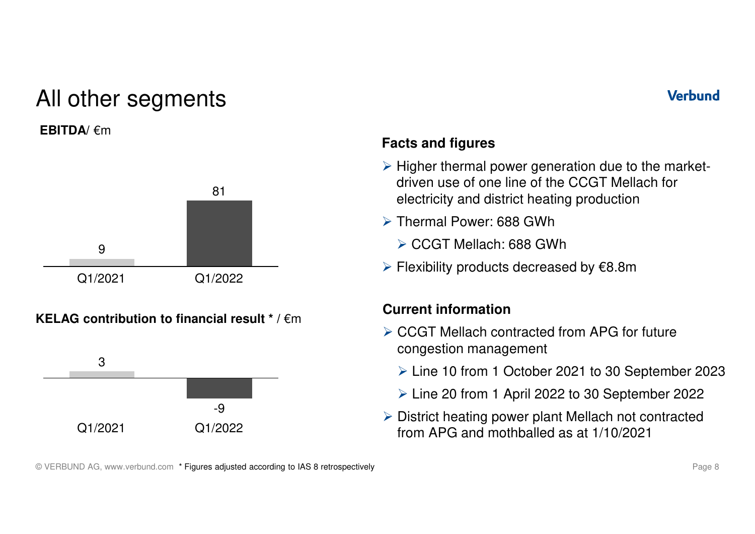# All other segments

Verbund

**EBITDA**/ €m

| | Q1/2021 | Q1/2022 |
|---|---|---|
| EBITDA | 9 | 81 |

**KELAG contribution to financial result** * / €m

| | Q1/2021 | Q1/2022 |
|---|---|---|
| KELAG contribution | 3 | -9 |

## Facts and figures

- Higher thermal power generation due to the market-driven use of one line of the CCGT Mellach for electricity and district heating production
- Thermal Power: 688 GWh
  - CCGT Mellach: 688 GWh
- Flexibility products decreased by €8.8m

## Current information

- CCGT Mellach contracted from APG for future congestion management
  - Line 10 from 1 October 2021 to 30 September 2023
  - Line 20 from 1 April 2022 to 30 September 2022
- District heating power plant Mellach not contracted from APG and mothballed as at 1/10/2021

* Figures adjusted according to IAS 8 retrospectively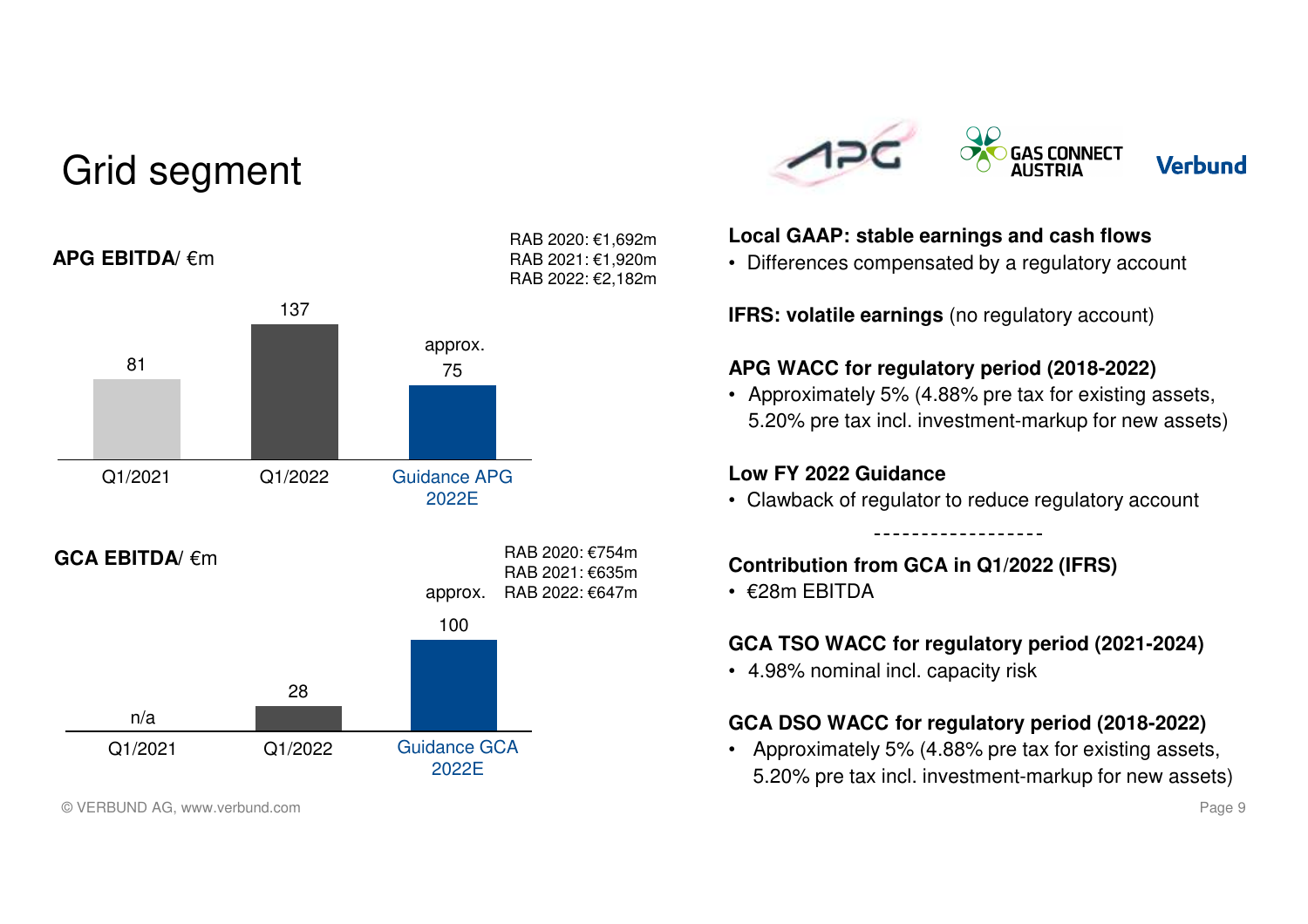# Grid segment

APG | GAS CONNECT AUSTRIA | Verbund

**APG EBITDA**/ €m

RAB 2020: €1,692m
RAB 2021: €1,920m
RAB 2022: €2,182m

| Q1/2021 | Q1/2022 | Guidance APG 2022E |
|---|---|---|
| 81 | 137 | approx. 75 |

**GCA EBITDA**/ €m

RAB 2020: €754m
RAB 2021: €635m
RAB 2022: €647m

| Q1/2021 | Q1/2022 | Guidance GCA 2022E |
|---|---|---|
| n/a | 28 | approx. 100 |

**Local GAAP: stable earnings and cash flows**

- Differences compensated by a regulatory account

**IFRS: volatile earnings** (no regulatory account)

**APG WACC for regulatory period (2018-2022)**

- Approximately 5% (4.88% pre tax for existing assets, 5.20% pre tax incl. investment-markup for new assets)

**Low FY 2022 Guidance**

- Clawback of regulator to reduce regulatory account

------------------

**Contribution from GCA in Q1/2022 (IFRS)**

- €28m EBITDA

**GCA TSO WACC for regulatory period (2021-2024)**

- 4.98% nominal incl. capacity risk

**GCA DSO WACC for regulatory period (2018-2022)**

- Approximately 5% (4.88% pre tax for existing assets, 5.20% pre tax incl. investment-markup for new assets)

© VERBUND AG, www.verbund.com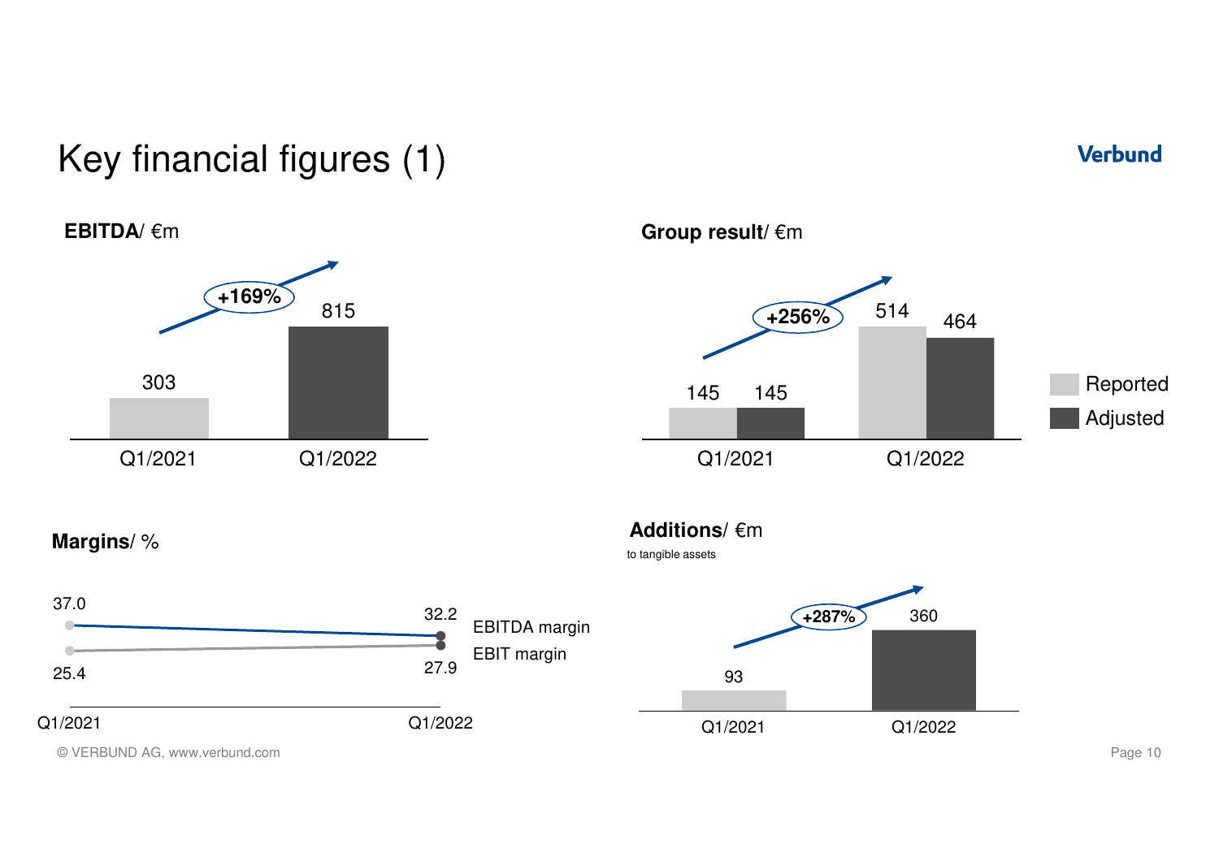# Key financial figures (1)

**EBITDA**/ €m

| | Q1/2021 | Q1/2022 |
|---|---|---|
| EBITDA | 303 | 815 |

+169%

**Group result**/ €m

| | Q1/2021 | Q1/2022 |
|---|---|---|
| Reported | 145 | 514 |
| Adjusted | 145 | 464 |

+256%

**Margins**/ %

| | Q1/2021 | Q1/2022 |
|---|---|---|
| EBITDA margin | 37.0 | 32.2 |
| EBIT margin | 25.4 | 27.9 |

**Additions**/ €m

to tangible assets

| | Q1/2021 | Q1/2022 |
|---|---|---|
| Additions | 93 | 360 |

+287%

© VERBUND AG, www.verbund.com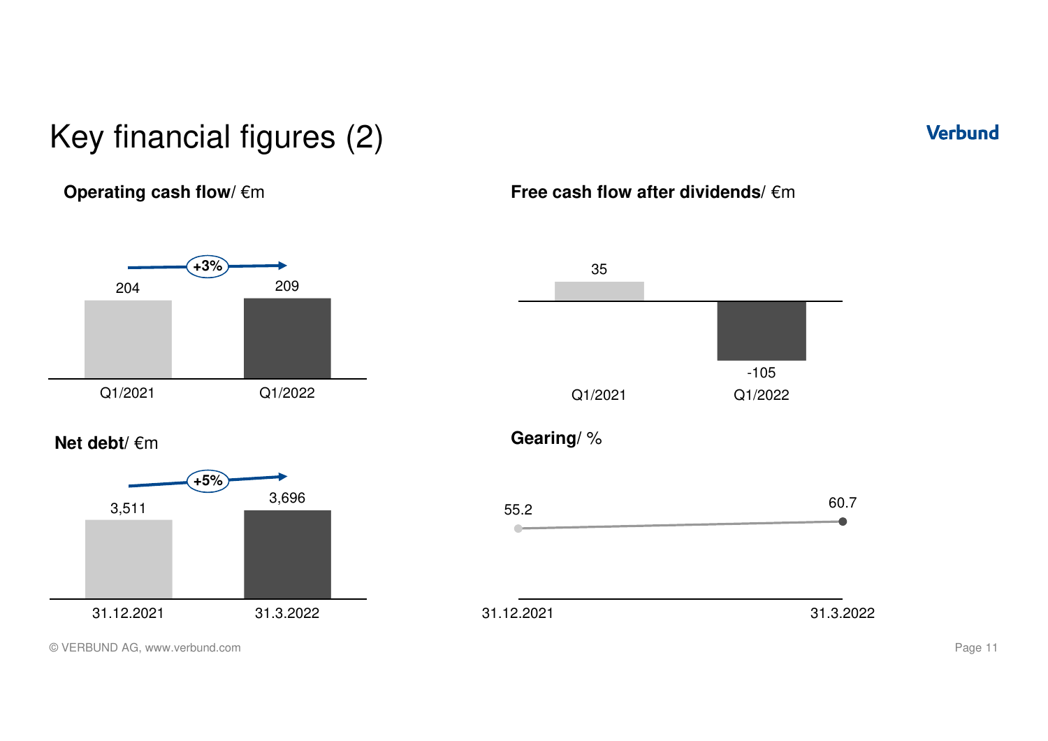# Key financial figures (2)

**Operating cash flow**/ €m

| | Q1/2021 | Q1/2022 |
|---|---|---|
| Operating cash flow | 204 | 209 |

+3%

**Free cash flow after dividends**/ €m

| | Q1/2021 | Q1/2022 |
|---|---|---|
| Free cash flow after dividends | 35 | -105 |

**Net debt**/ €m

| | 31.12.2021 | 31.3.2022 |
|---|---|---|
| Net debt | 3,511 | 3,696 |

+5%

**Gearing**/ %

| | 31.12.2021 | 31.3.2022 |
|---|---|---|
| Gearing | 55.2 | 60.7 |

© VERBUND AG, www.verbund.com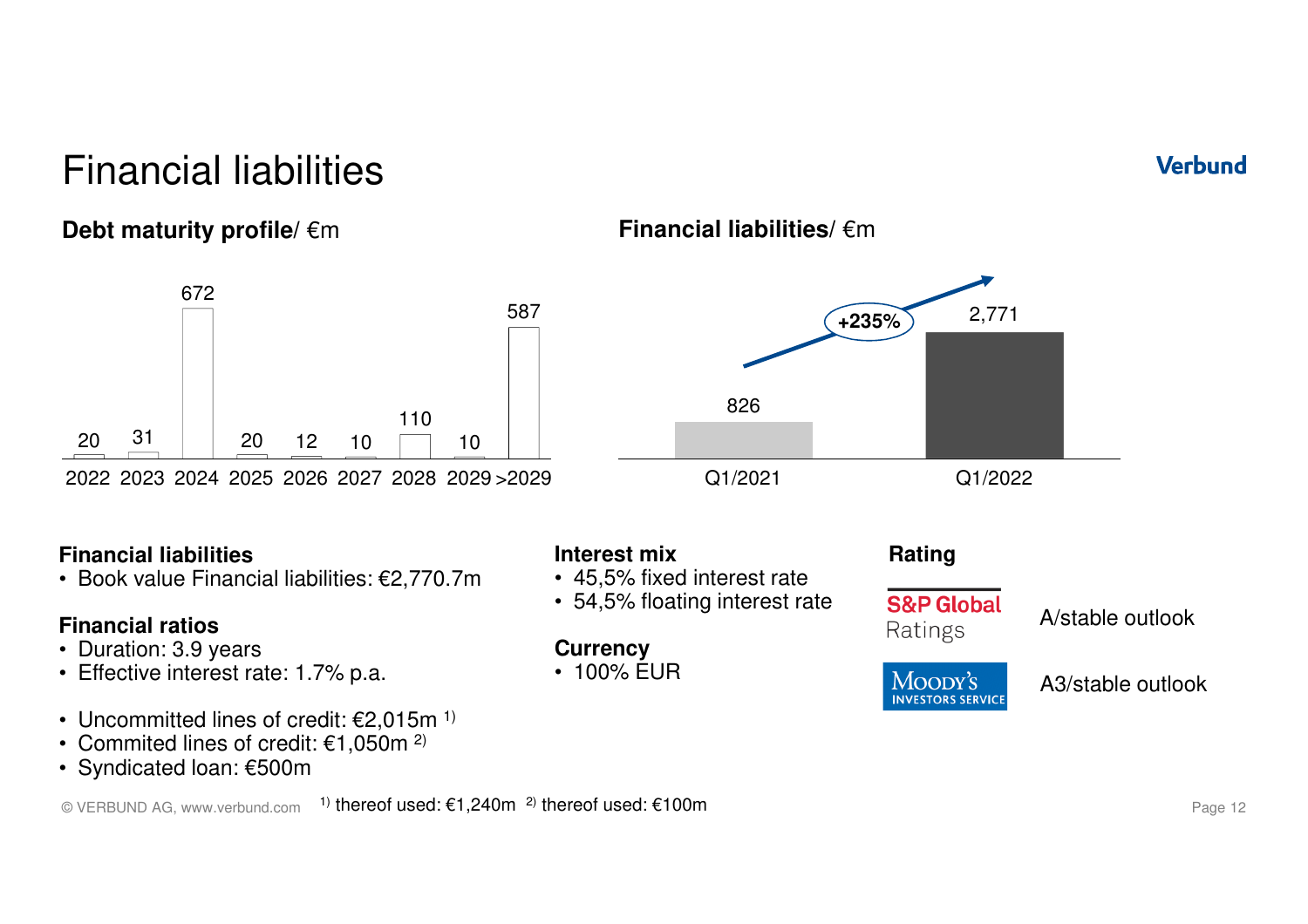# Financial liabilities

## Debt maturity profile/ €m

| 2022 | 2023 | 2024 | 2025 | 2026 | 2027 | 2028 | 2029 | >2029 |
|---|---|---|---|---|---|---|---|---|
| 20 | 31 | 672 | 20 | 12 | 10 | 110 | 10 | 587 |

## Financial liabilities/ €m

| Q1/2021 | Q1/2022 |
|---|---|
| 826 | 2,771 |

+235%

**Financial liabilities**
- Book value Financial liabilities: €2,770.7m

**Financial ratios**
- Duration: 3.9 years
- Effective interest rate: 1.7% p.a.

- Uncommitted lines of credit: €2,015m [1]
- Commited lines of credit: €1,050m [2]
- Syndicated loan: €500m

**Interest mix**
- 45,5% fixed interest rate
- 54,5% floating interest rate

**Currency**
- 100% EUR

**Rating**

| Agency | Rating |
|---|---|
| S&P Global Ratings | A/stable outlook |
| Moody's Investors Service | A3/stable outlook |

© VERBUND AG, www.verbund.com [1] thereof used: €1,240m [2] thereof used: €100m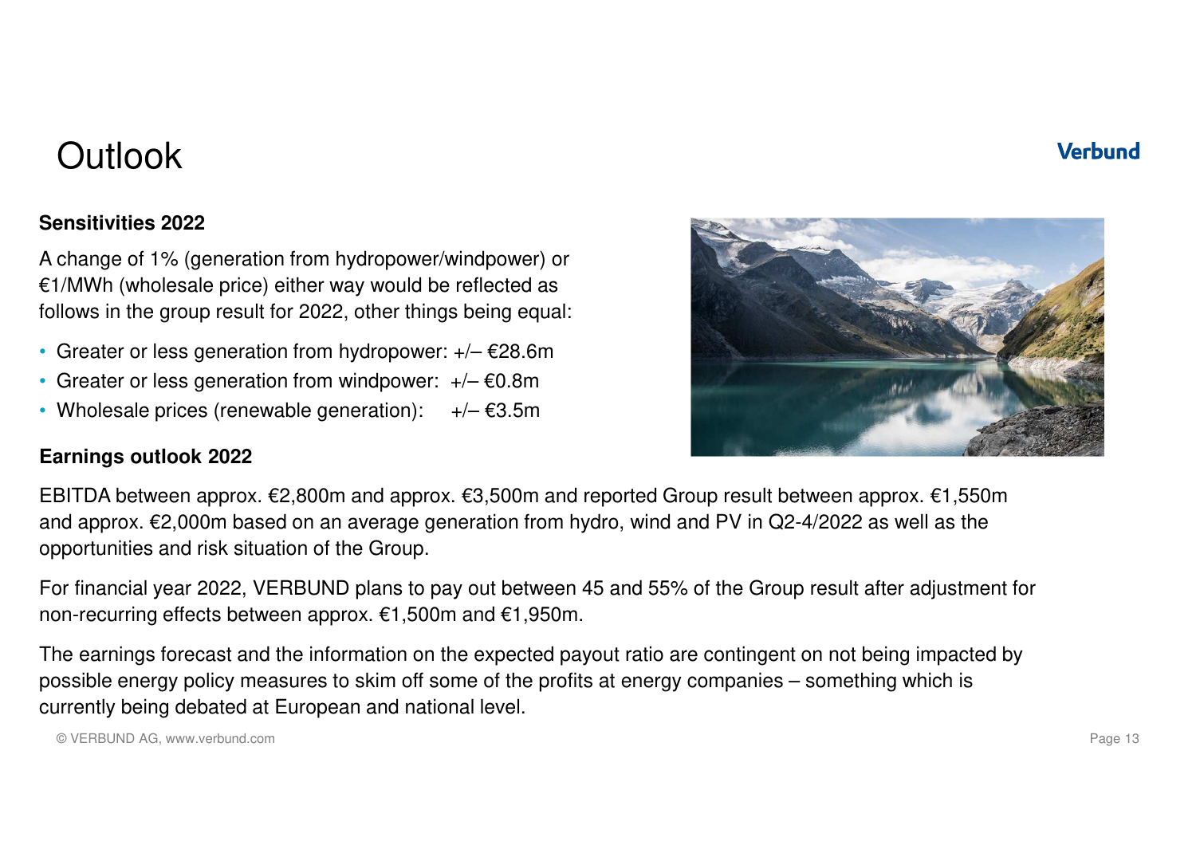# Outlook

**Sensitivities 2022**

A change of 1% (generation from hydropower/windpower) or €1/MWh (wholesale price) either way would be reflected as follows in the group result for 2022, other things being equal:

- Greater or less generation from hydropower: +/– €28.6m
- Greater or less generation from windpower: +/– €0.8m
- Wholesale prices (renewable generation): +/– €3.5m

**Earnings outlook 2022**

EBITDA between approx. €2,800m and approx. €3,500m and reported Group result between approx. €1,550m and approx. €2,000m based on an average generation from hydro, wind and PV in Q2-4/2022 as well as the opportunities and risk situation of the Group.

For financial year 2022, VERBUND plans to pay out between 45 and 55% of the Group result after adjustment for non-recurring effects between approx. €1,500m and €1,950m.

The earnings forecast and the information on the expected payout ratio are contingent on not being impacted by possible energy policy measures to skim off some of the profits at energy companies – something which is currently being debated at European and national level.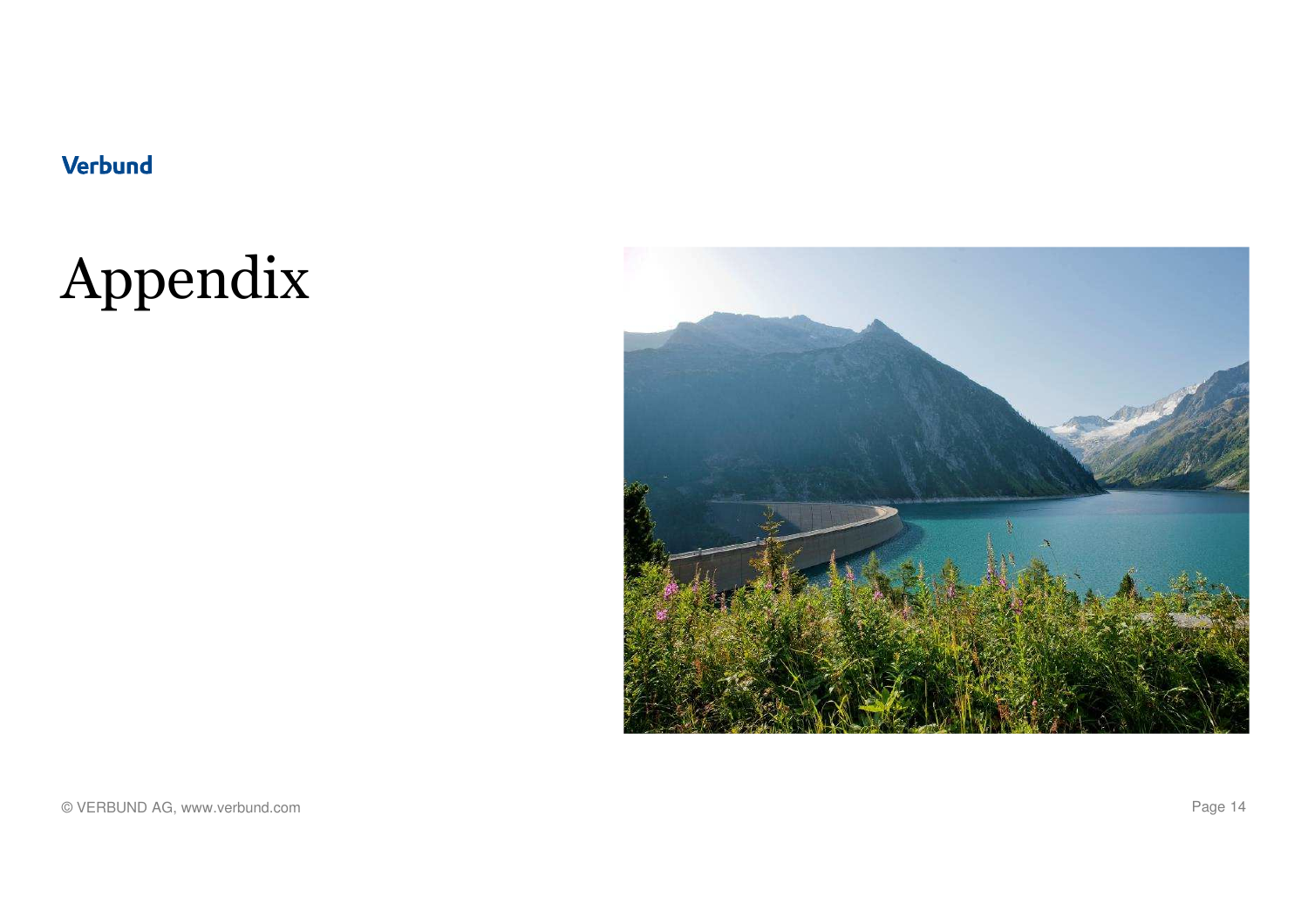Verbund

# Appendix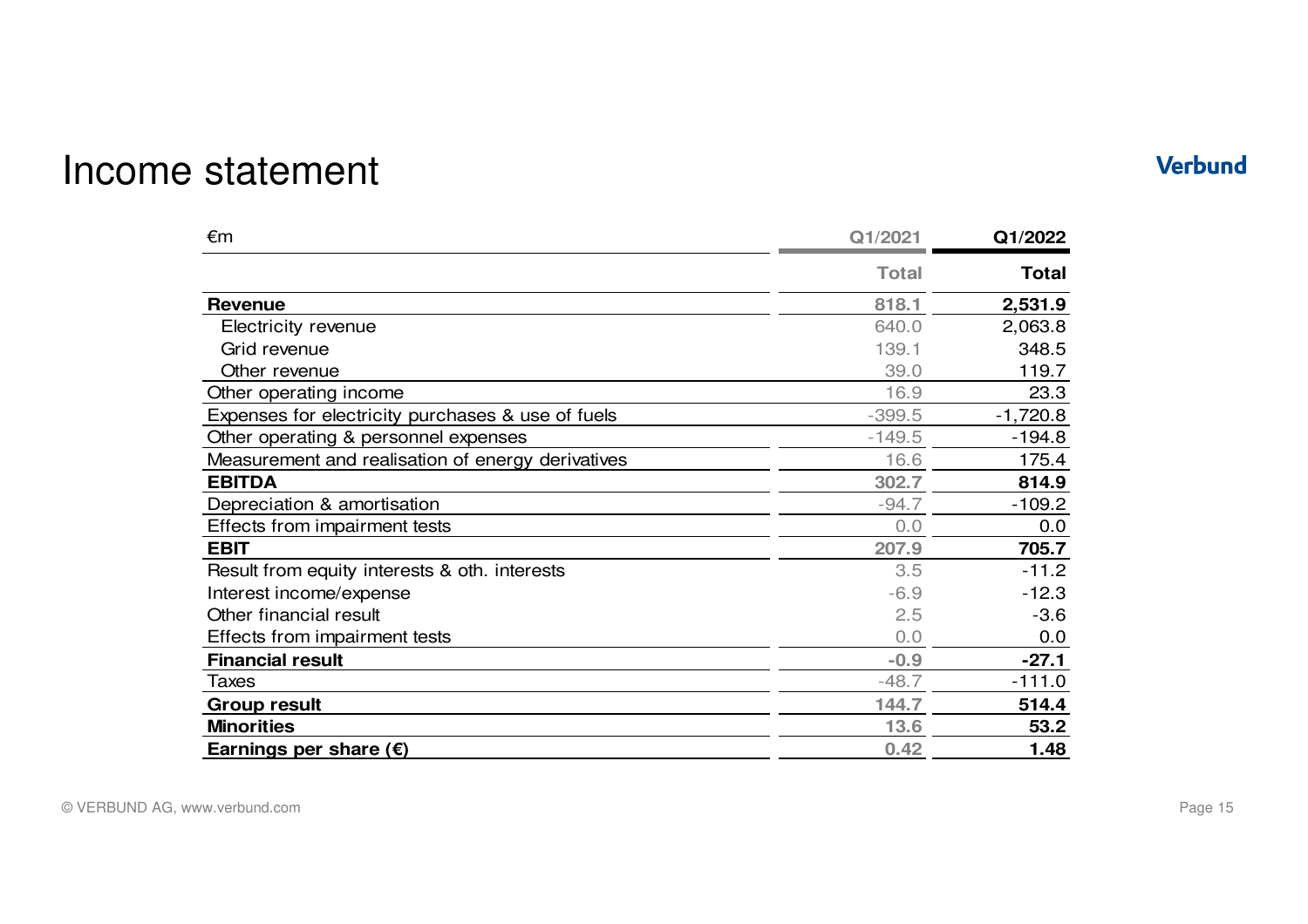# Income statement

| €m | Q1/2021 | Q1/2022 |
|---|---|---|
| | Total | Total |
| **Revenue** | **818.1** | **2,531.9** |
| Electricity revenue | 640.0 | 2,063.8 |
| Grid revenue | 139.1 | 348.5 |
| Other revenue | 39.0 | 119.7 |
| Other operating income | 16.9 | 23.3 |
| Expenses for electricity purchases & use of fuels | -399.5 | -1,720.8 |
| Other operating & personnel expenses | -149.5 | -194.8 |
| Measurement and realisation of energy derivatives | 16.6 | 175.4 |
| **EBITDA** | **302.7** | **814.9** |
| Depreciation & amortisation | -94.7 | -109.2 |
| Effects from impairment tests | 0.0 | 0.0 |
| **EBIT** | **207.9** | **705.7** |
| Result from equity interests & oth. interests | 3.5 | -11.2 |
| Interest income/expense | -6.9 | -12.3 |
| Other financial result | 2.5 | -3.6 |
| Effects from impairment tests | 0.0 | 0.0 |
| **Financial result** | **-0.9** | **-27.1** |
| Taxes | -48.7 | -111.0 |
| **Group result** | **144.7** | **514.4** |
| **Minorities** | **13.6** | **53.2** |
| **Earnings per share (€)** | **0.42** | **1.48** |

© VERBUND AG, www.verbund.com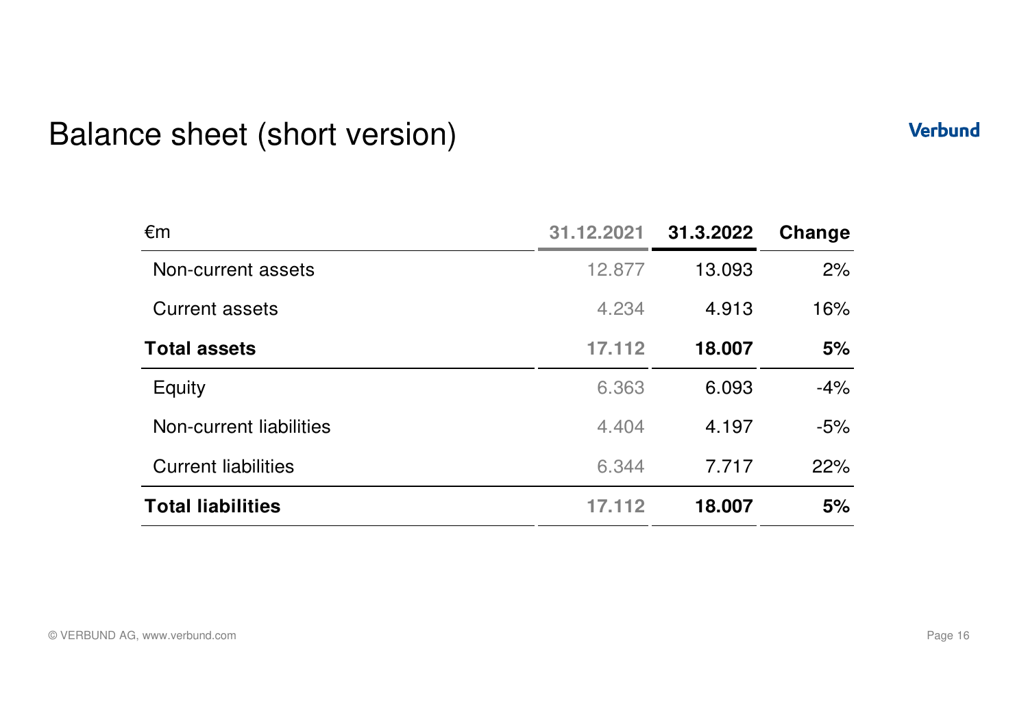# Balance sheet (short version)

Verbund

| €m | 31.12.2021 | 31.3.2022 | Change |
|---|---|---|---|
| Non-current assets | 12.877 | 13.093 | 2% |
| Current assets | 4.234 | 4.913 | 16% |
| **Total assets** | **17.112** | **18.007** | **5%** |
| Equity | 6.363 | 6.093 | -4% |
| Non-current liabilities | 4.404 | 4.197 | -5% |
| Current liabilities | 6.344 | 7.717 | 22% |
| **Total liabilities** | **17.112** | **18.007** | **5%** |

© VERBUND AG, www.verbund.com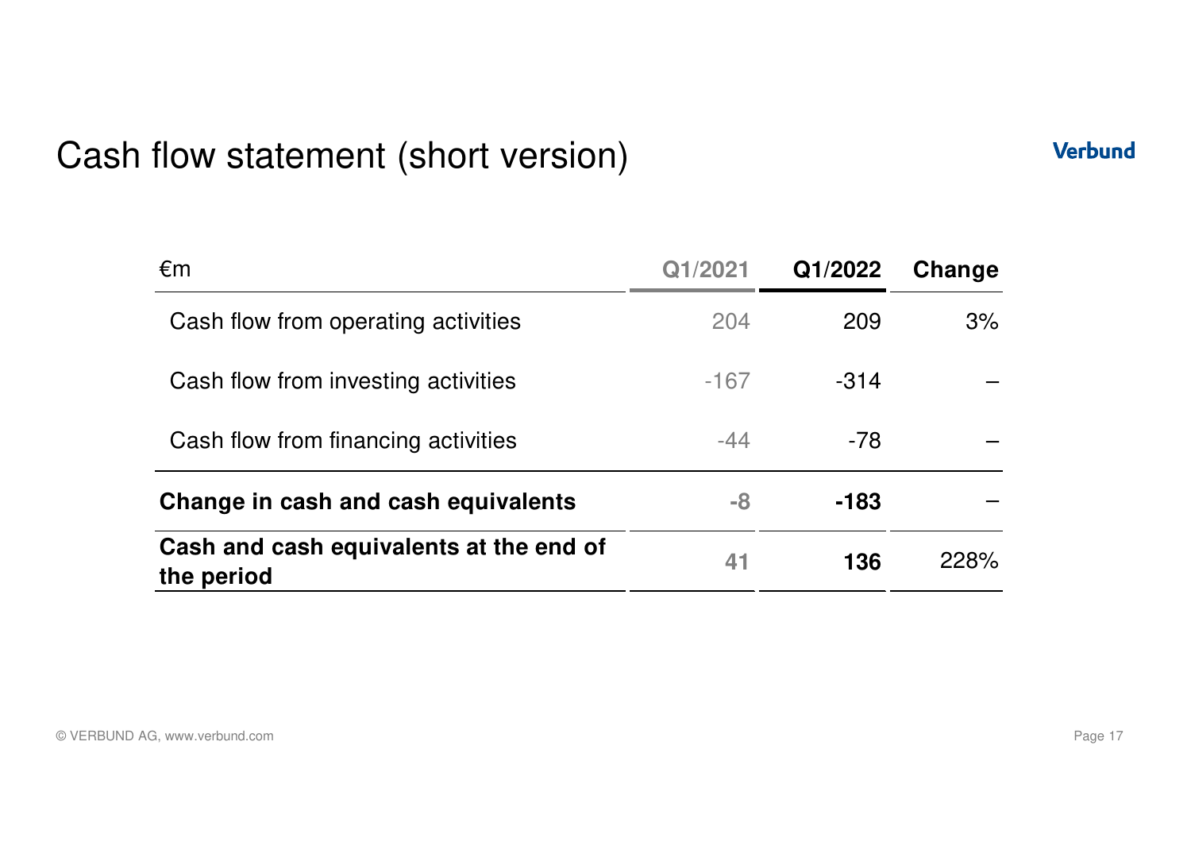# Cash flow statement (short version)

| €m | Q1/2021 | Q1/2022 | Change |
|---|---|---|---|
| Cash flow from operating activities | 204 | 209 | 3% |
| Cash flow from investing activities | -167 | -314 | – |
| Cash flow from financing activities | -44 | -78 | – |
| **Change in cash and cash equivalents** | **-8** | **-183** | – |
| **Cash and cash equivalents at the end of the period** | **41** | **136** | 228% |

© VERBUND AG, www.verbund.com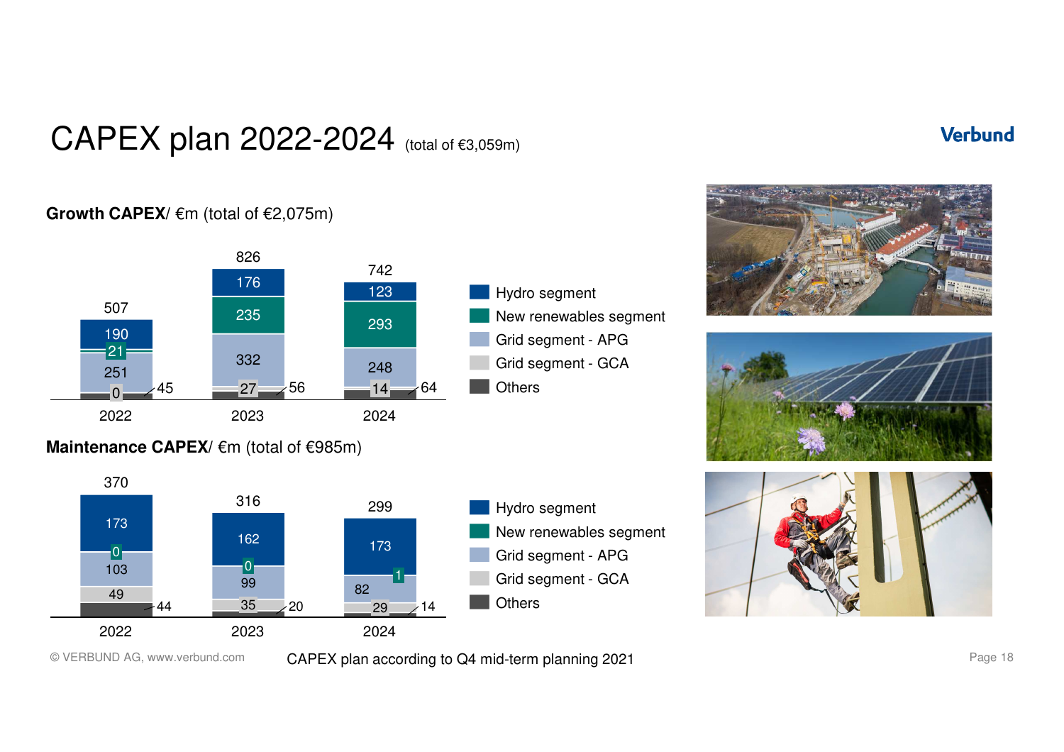# CAPEX plan 2022-2024 (total of €3,059m)

**Growth CAPEX**/ €m (total of €2,075m)

| | 2022 | 2023 | 2024 |
|---|---|---|---|
| Hydro segment | 190 | 176 | 123 |
| New renewables segment | 21 | 235 | 293 |
| Grid segment - APG | 251 | 332 | 248 |
| Grid segment - GCA | 0 | 27 | 14 |
| Others | 45 | 56 | 64 |
| **Total** | **507** | **826** | **742** |

**Maintenance CAPEX**/ €m (total of €985m)

| | 2022 | 2023 | 2024 |
|---|---|---|---|
| Hydro segment | 173 | 162 | 173 |
| New renewables segment | 0 | 0 | 1 |
| Grid segment - APG | 103 | 99 | 82 |
| Grid segment - GCA | 49 | 35 | 29 |
| Others | 44 | 20 | 14 |
| **Total** | **370** | **316** | **299** |

CAPEX plan according to Q4 mid-term planning 2021

© VERBUND AG, www.verbund.com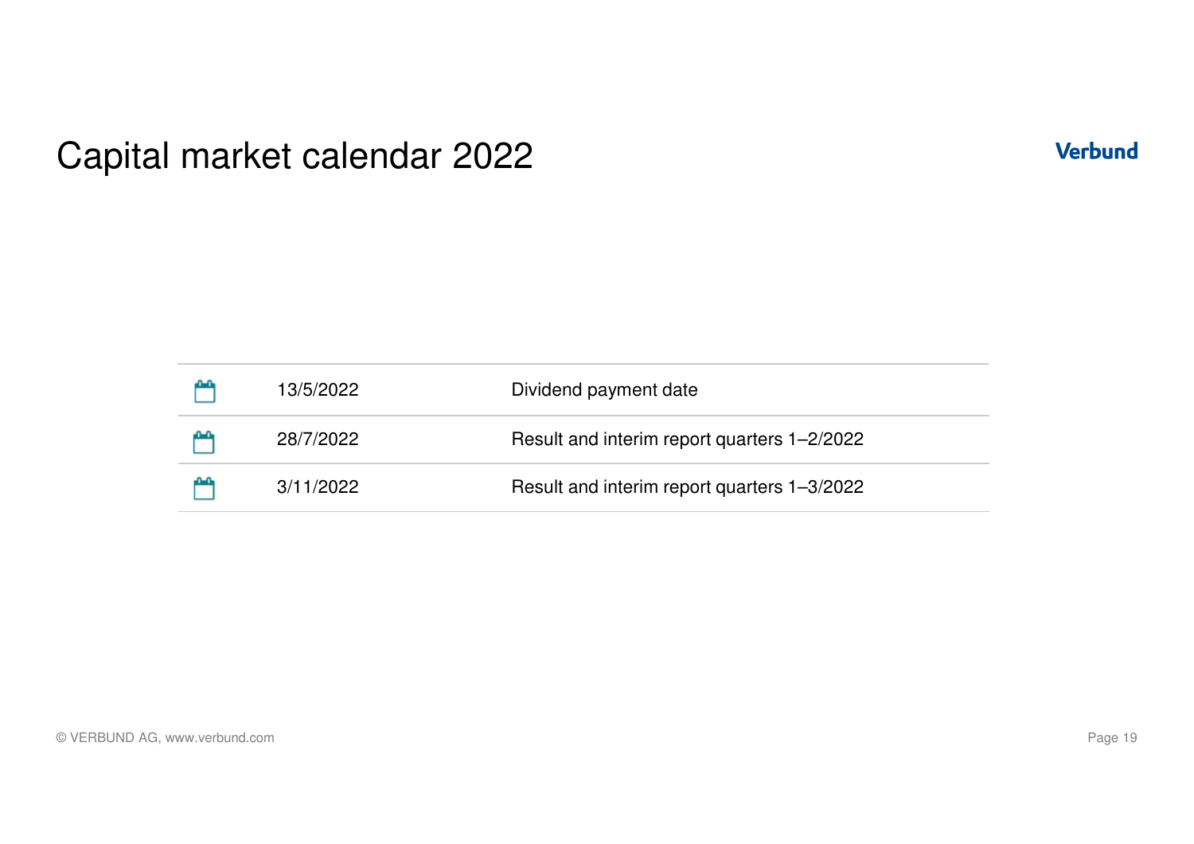# Capital market calendar 2022

| | Date | Event |
|---|---|---|
| | 13/5/2022 | Dividend payment date |
| | 28/7/2022 | Result and interim report quarters 1–2/2022 |
| | 3/11/2022 | Result and interim report quarters 1–3/2022 |

© VERBUND AG, www.verbund.com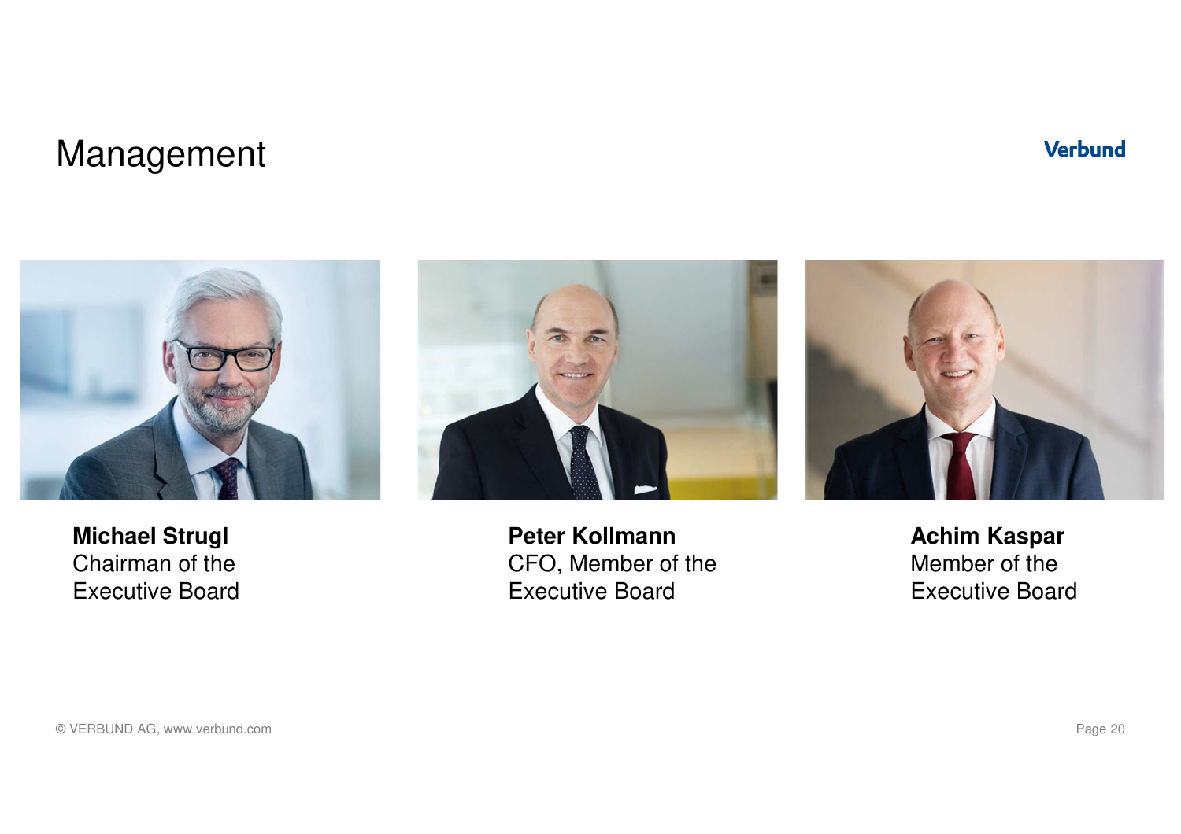# Management

**Michael Strugl**
Chairman of the
Executive Board

**Peter Kollmann**
CFO, Member of the
Executive Board

**Achim Kaspar**
Member of the
Executive Board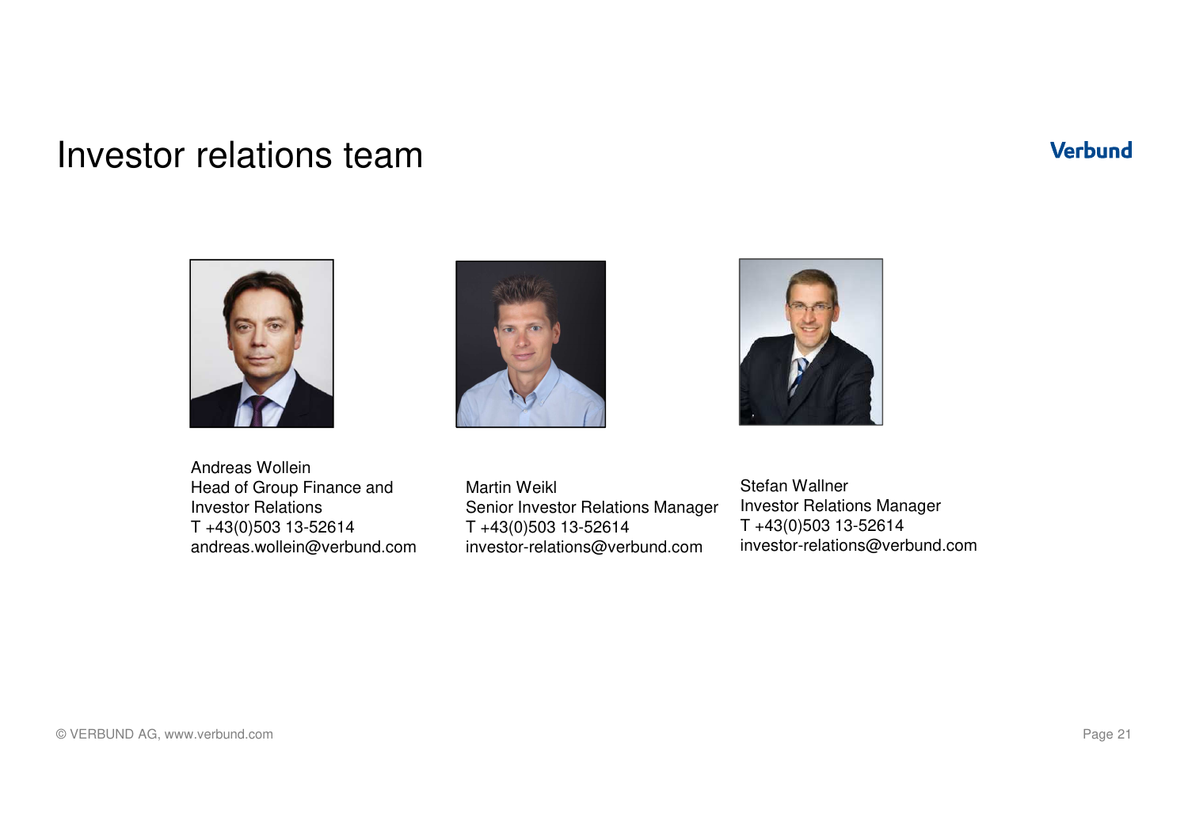# Investor relations team

Verbund

Andreas Wollein
Head of Group Finance and Investor Relations
T +43(0)503 13-52614
andreas.wollein@verbund.com

Martin Weikl
Senior Investor Relations Manager
T +43(0)503 13-52614
investor-relations@verbund.com

Stefan Wallner
Investor Relations Manager
T +43(0)503 13-52614
investor-relations@verbund.com

© VERBUND AG, www.verbund.com